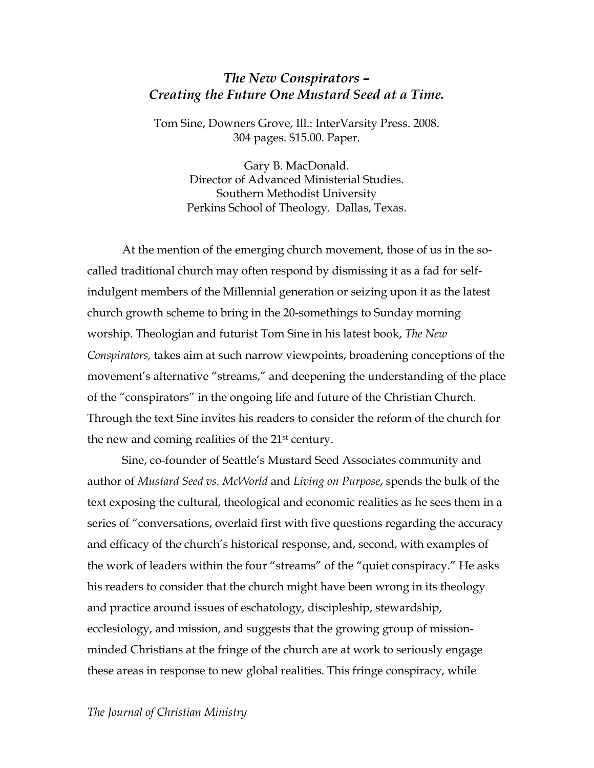# *The New Conspirators – Creating the Future One Mustard Seed at a Time.*

Tom Sine, Downers Grove, Ill.: InterVarsity Press. 2008.
304 pages. $15.00. Paper.

Gary B. MacDonald.
Director of Advanced Ministerial Studies.
Southern Methodist University
Perkins School of Theology. Dallas, Texas.

At the mention of the emerging church movement, those of us in the so-called traditional church may often respond by dismissing it as a fad for self-indulgent members of the Millennial generation or seizing upon it as the latest church growth scheme to bring in the 20-somethings to Sunday morning worship. Theologian and futurist Tom Sine in his latest book, *The New Conspirators,* takes aim at such narrow viewpoints, broadening conceptions of the movement's alternative "streams," and deepening the understanding of the place of the "conspirators" in the ongoing life and future of the Christian Church. Through the text Sine invites his readers to consider the reform of the church for the new and coming realities of the 21st century.

Sine, co-founder of Seattle's Mustard Seed Associates community and author of *Mustard Seed vs. McWorld* and *Living on Purpose*, spends the bulk of the text exposing the cultural, theological and economic realities as he sees them in a series of "conversations, overlaid first with five questions regarding the accuracy and efficacy of the church's historical response, and, second, with examples of the work of leaders within the four "streams" of the "quiet conspiracy." He asks his readers to consider that the church might have been wrong in its theology and practice around issues of eschatology, discipleship, stewardship, ecclesiology, and mission, and suggests that the growing group of mission-minded Christians at the fringe of the church are at work to seriously engage these areas in response to new global realities. This fringe conspiracy, while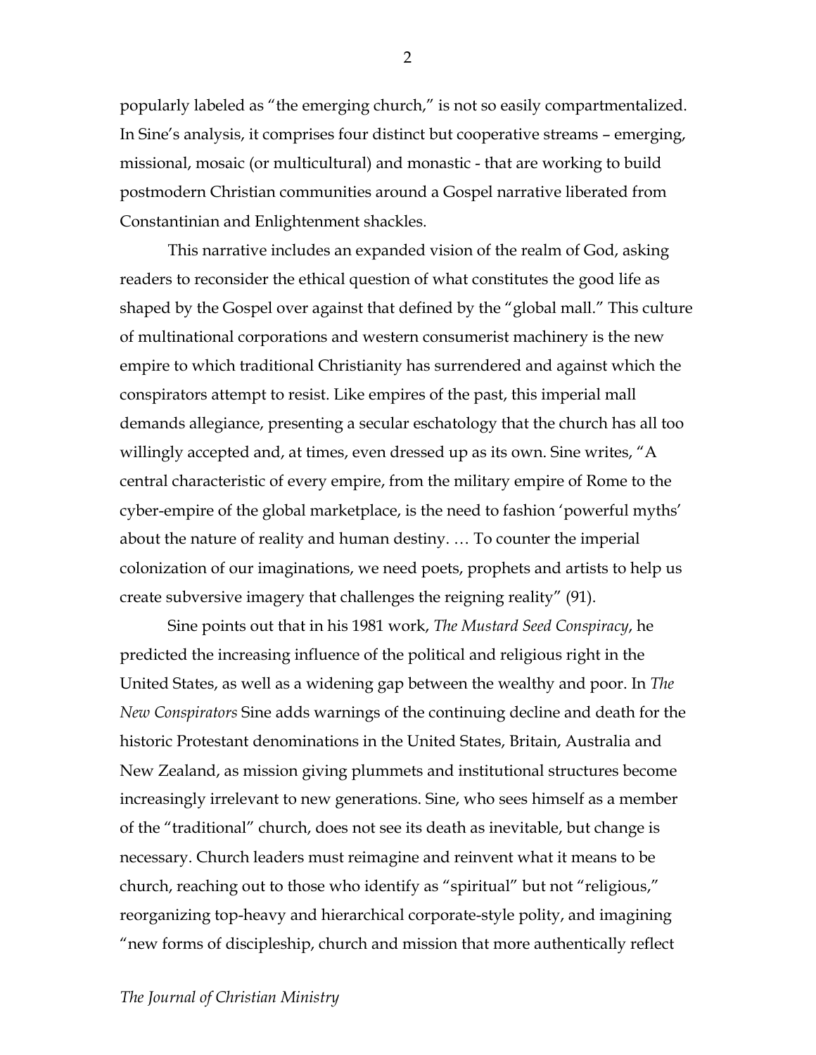popularly labeled as "the emerging church," is not so easily compartmentalized. In Sine's analysis, it comprises four distinct but cooperative streams – emerging, missional, mosaic (or multicultural) and monastic - that are working to build postmodern Christian communities around a Gospel narrative liberated from Constantinian and Enlightenment shackles.

This narrative includes an expanded vision of the realm of God, asking readers to reconsider the ethical question of what constitutes the good life as shaped by the Gospel over against that defined by the "global mall." This culture of multinational corporations and western consumerist machinery is the new empire to which traditional Christianity has surrendered and against which the conspirators attempt to resist. Like empires of the past, this imperial mall demands allegiance, presenting a secular eschatology that the church has all too willingly accepted and, at times, even dressed up as its own. Sine writes, "A central characteristic of every empire, from the military empire of Rome to the cyber-empire of the global marketplace, is the need to fashion 'powerful myths' about the nature of reality and human destiny. … To counter the imperial colonization of our imaginations, we need poets, prophets and artists to help us create subversive imagery that challenges the reigning reality" (91).

Sine points out that in his 1981 work, *The Mustard Seed Conspiracy*, he predicted the increasing influence of the political and religious right in the United States, as well as a widening gap between the wealthy and poor. In *The New Conspirators* Sine adds warnings of the continuing decline and death for the historic Protestant denominations in the United States, Britain, Australia and New Zealand, as mission giving plummets and institutional structures become increasingly irrelevant to new generations. Sine, who sees himself as a member of the "traditional" church, does not see its death as inevitable, but change is necessary. Church leaders must reimagine and reinvent what it means to be church, reaching out to those who identify as "spiritual" but not "religious," reorganizing top-heavy and hierarchical corporate-style polity, and imagining "new forms of discipleship, church and mission that more authentically reflect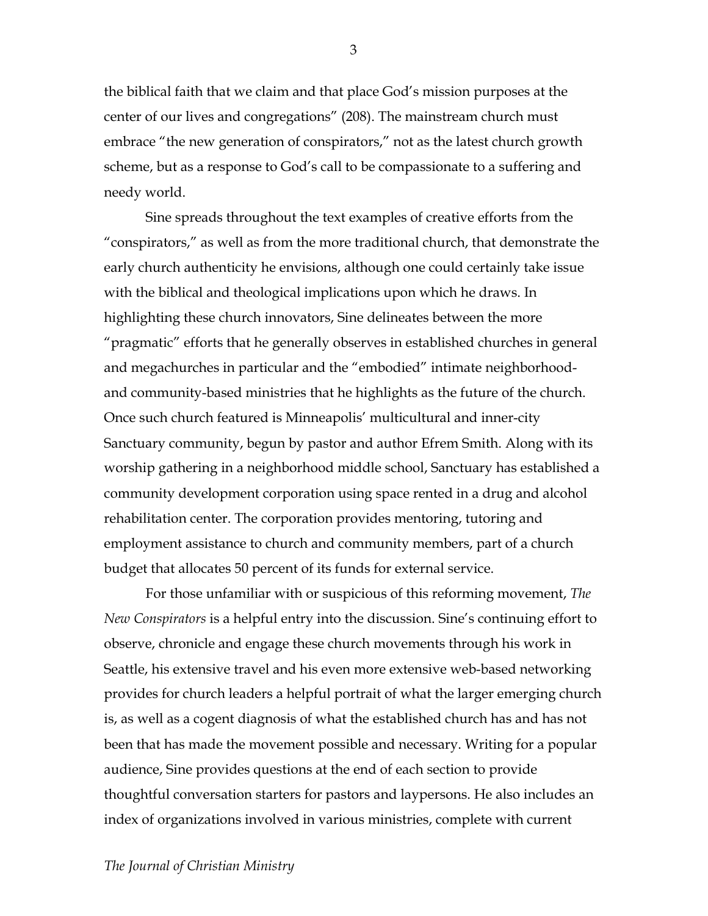the biblical faith that we claim and that place God's mission purposes at the center of our lives and congregations" (208). The mainstream church must embrace "the new generation of conspirators," not as the latest church growth scheme, but as a response to God's call to be compassionate to a suffering and needy world.

Sine spreads throughout the text examples of creative efforts from the "conspirators," as well as from the more traditional church, that demonstrate the early church authenticity he envisions, although one could certainly take issue with the biblical and theological implications upon which he draws. In highlighting these church innovators, Sine delineates between the more "pragmatic" efforts that he generally observes in established churches in general and megachurches in particular and the "embodied" intimate neighborhood- and community-based ministries that he highlights as the future of the church. Once such church featured is Minneapolis' multicultural and inner-city Sanctuary community, begun by pastor and author Efrem Smith. Along with its worship gathering in a neighborhood middle school, Sanctuary has established a community development corporation using space rented in a drug and alcohol rehabilitation center. The corporation provides mentoring, tutoring and employment assistance to church and community members, part of a church budget that allocates 50 percent of its funds for external service.

For those unfamiliar with or suspicious of this reforming movement, *The New Conspirators* is a helpful entry into the discussion. Sine's continuing effort to observe, chronicle and engage these church movements through his work in Seattle, his extensive travel and his even more extensive web-based networking provides for church leaders a helpful portrait of what the larger emerging church is, as well as a cogent diagnosis of what the established church has and has not been that has made the movement possible and necessary. Writing for a popular audience, Sine provides questions at the end of each section to provide thoughtful conversation starters for pastors and laypersons. He also includes an index of organizations involved in various ministries, complete with current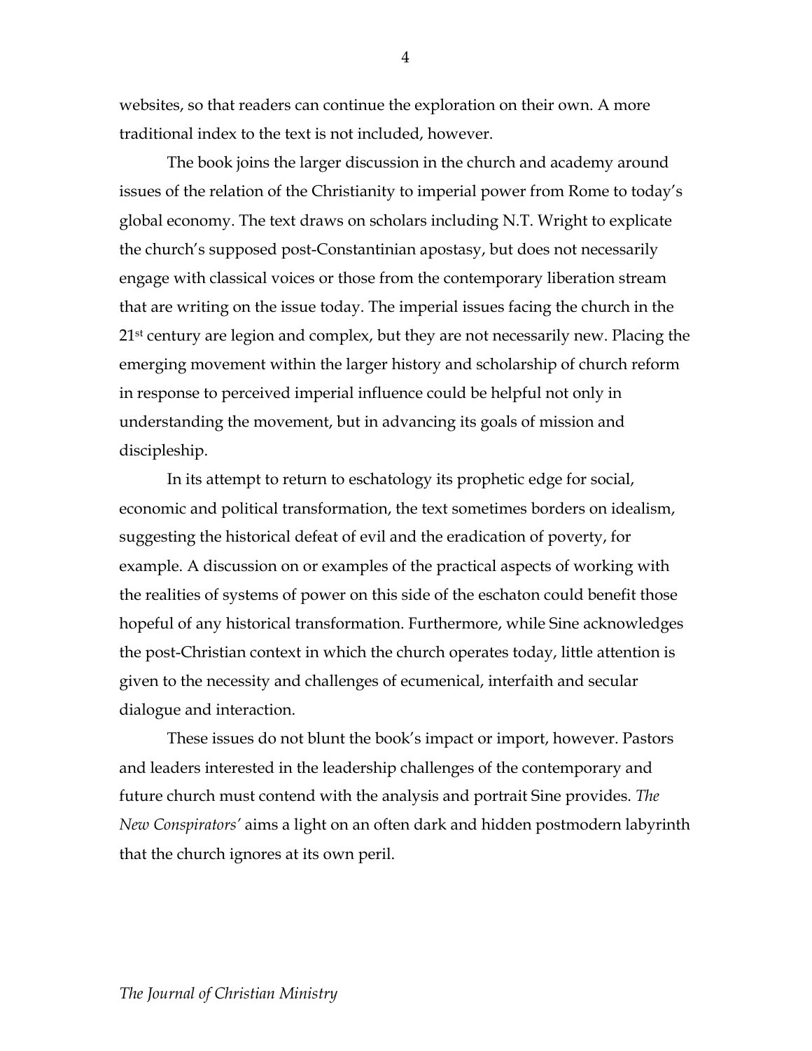websites, so that readers can continue the exploration on their own. A more traditional index to the text is not included, however.

The book joins the larger discussion in the church and academy around issues of the relation of the Christianity to imperial power from Rome to today's global economy. The text draws on scholars including N.T. Wright to explicate the church's supposed post-Constantinian apostasy, but does not necessarily engage with classical voices or those from the contemporary liberation stream that are writing on the issue today. The imperial issues facing the church in the 21st century are legion and complex, but they are not necessarily new. Placing the emerging movement within the larger history and scholarship of church reform in response to perceived imperial influence could be helpful not only in understanding the movement, but in advancing its goals of mission and discipleship.

In its attempt to return to eschatology its prophetic edge for social, economic and political transformation, the text sometimes borders on idealism, suggesting the historical defeat of evil and the eradication of poverty, for example. A discussion on or examples of the practical aspects of working with the realities of systems of power on this side of the eschaton could benefit those hopeful of any historical transformation. Furthermore, while Sine acknowledges the post-Christian context in which the church operates today, little attention is given to the necessity and challenges of ecumenical, interfaith and secular dialogue and interaction.

These issues do not blunt the book's impact or import, however. Pastors and leaders interested in the leadership challenges of the contemporary and future church must contend with the analysis and portrait Sine provides. *The New Conspirators'* aims a light on an often dark and hidden postmodern labyrinth that the church ignores at its own peril.